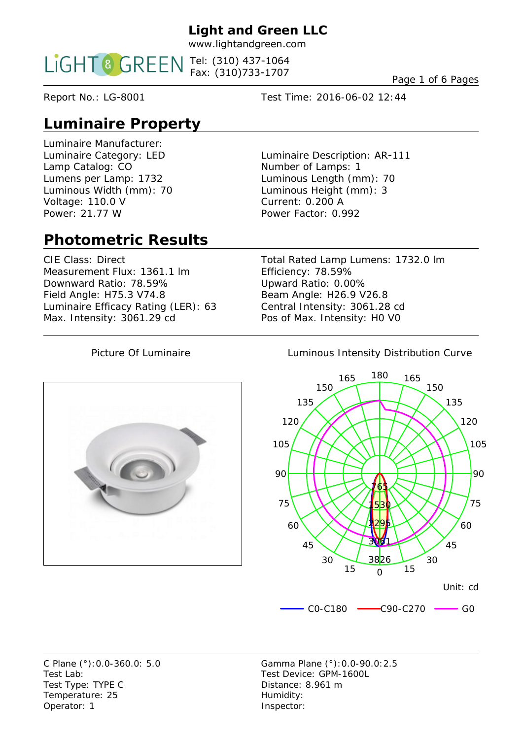**Light and Green LLC**
www.lightandgreen.com
Tel: (310) 437-1064
Fax: (310)733-1707

Report No.: LG-8001

Test Time: 2016-06-02 12:44

## Luminaire Property

Luminaire Manufacturer:
Luminaire Category: LED
Lamp Catalog: CO
Lumens per Lamp: 1732
Luminous Width (mm): 70
Voltage: 110.0 V
Power: 21.77 W

Luminaire Description: AR-111
Number of Lamps: 1
Luminous Length (mm): 70
Luminous Height (mm): 3
Current: 0.200 A
Power Factor: 0.992

## Photometric Results

CIE Class: Direct
Measurement Flux: 1361.1 lm
Downward Ratio: 78.59%
Field Angle: H75.3 V74.8
Luminaire Efficacy Rating (LER): 63
Max. Intensity: 3061.29 cd

Total Rated Lamp Lumens: 1732.0 lm
Efficiency: 78.59%
Upward Ratio: 0.00%
Beam Angle: H26.9 V26.8
Central Intensity: 3061.28 cd
Pos of Max. Intensity: H0 V0

Picture Of Luminaire

Luminous Intensity Distribution Curve

Unit: cd

C0-C180 — C90-C270 — G0

C Plane (°):0.0-360.0: 5.0
Test Lab:
Test Type: TYPE C
Temperature: 25
Operator: 1

Gamma Plane (°):0.0-90.0:2.5
Test Device: GPM-1600L
Distance: 8.961 m
Humidity:
Inspector: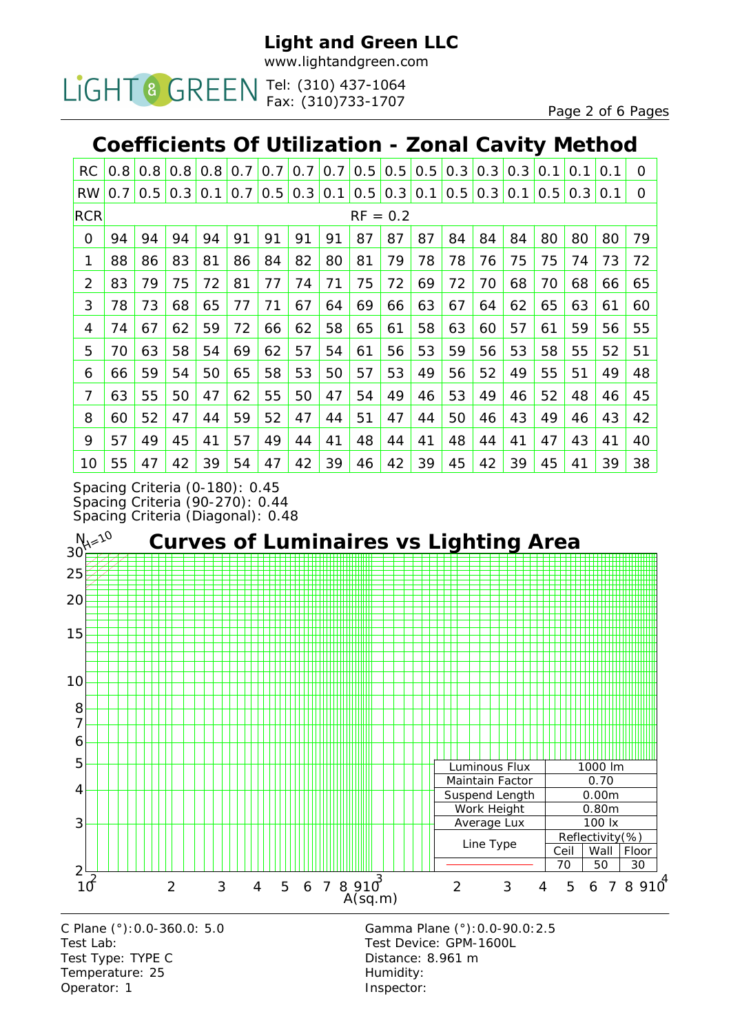Light and Green LLC
www.lightandgreen.com
Tel: (310) 437-1064
Fax: (310)733-1707

## Coefficients Of Utilization - Zonal Cavity Method

| RC | 0.8 | 0.8 | 0.8 | 0.8 | 0.7 | 0.7 | 0.7 | 0.7 | 0.5 | 0.5 | 0.5 | 0.3 | 0.3 | 0.3 | 0.1 | 0.1 | 0.1 | 0 |
|---|---|---|---|---|---|---|---|---|---|---|---|---|---|---|---|---|---|---|
| RW | 0.7 | 0.5 | 0.3 | 0.1 | 0.7 | 0.5 | 0.3 | 0.1 | 0.5 | 0.3 | 0.1 | 0.5 | 0.3 | 0.1 | 0.5 | 0.3 | 0.1 | 0 |
| RCR | RF = 0.2 | | | | | | | | | | | | | | | | | |
| 0 | 94 | 94 | 94 | 94 | 91 | 91 | 91 | 91 | 87 | 87 | 87 | 84 | 84 | 84 | 80 | 80 | 80 | 79 |
| 1 | 88 | 86 | 83 | 81 | 86 | 84 | 82 | 80 | 81 | 79 | 78 | 78 | 76 | 75 | 75 | 74 | 73 | 72 |
| 2 | 83 | 79 | 75 | 72 | 81 | 77 | 74 | 71 | 75 | 72 | 69 | 72 | 70 | 68 | 70 | 68 | 66 | 65 |
| 3 | 78 | 73 | 68 | 65 | 77 | 71 | 67 | 64 | 69 | 66 | 63 | 67 | 64 | 62 | 65 | 63 | 61 | 60 |
| 4 | 74 | 67 | 62 | 59 | 72 | 66 | 62 | 58 | 65 | 61 | 58 | 63 | 60 | 57 | 61 | 59 | 56 | 55 |
| 5 | 70 | 63 | 58 | 54 | 69 | 62 | 57 | 54 | 61 | 56 | 53 | 59 | 56 | 53 | 58 | 55 | 52 | 51 |
| 6 | 66 | 59 | 54 | 50 | 65 | 58 | 53 | 50 | 57 | 53 | 49 | 56 | 52 | 49 | 55 | 51 | 49 | 48 |
| 7 | 63 | 55 | 50 | 47 | 62 | 55 | 50 | 47 | 54 | 49 | 46 | 53 | 49 | 46 | 52 | 48 | 46 | 45 |
| 8 | 60 | 52 | 47 | 44 | 59 | 52 | 47 | 44 | 51 | 47 | 44 | 50 | 46 | 43 | 49 | 46 | 43 | 42 |
| 9 | 57 | 49 | 45 | 41 | 57 | 49 | 44 | 41 | 48 | 44 | 41 | 48 | 44 | 41 | 47 | 43 | 41 | 40 |
| 10 | 55 | 47 | 42 | 39 | 54 | 47 | 42 | 39 | 46 | 42 | 39 | 45 | 42 | 39 | 45 | 41 | 39 | 38 |

Spacing Criteria (0-180): 0.45
Spacing Criteria (90-270): 0.44
Spacing Criteria (Diagonal): 0.48

## Curves of Luminaires vs Lighting Area

| Luminous Flux | 1000 lm | | |
|---|---|---|---|
| Maintain Factor | 0.70 | | |
| Suspend Length | 0.00m | | |
| Work Height | 0.80m | | |
| Average Lux | 100 lx | | |
| Line Type | Reflectivity(%) | | |
| | Ceil | Wall | Floor |
| | 70 | 50 | 30 |

C Plane (°):0.0-360.0: 5.0
Test Lab:
Test Type: TYPE C
Temperature: 25
Operator: 1

Gamma Plane (°):0.0-90.0:2.5
Test Device: GPM-1600L
Distance: 8.961 m
Humidity:
Inspector: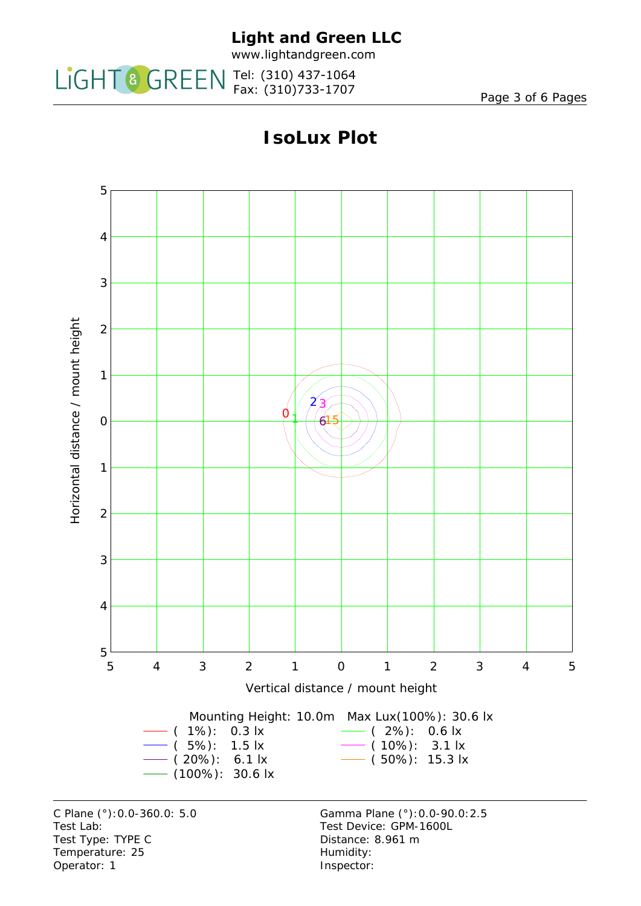# IsoLux Plot

Mounting Height: 10.0m    Max Lux(100%): 30.6 lx

| Level | Value | Level | Value |
|---|---|---|---|
| ( 1%): | 0.3 lx | ( 2%): | 0.6 lx |
| ( 5%): | 1.5 lx | ( 10%): | 3.1 lx |
| ( 20%): | 6.1 lx | ( 50%): | 15.3 lx |
| (100%): | 30.6 lx | | |

C Plane (°):0.0-360.0: 5.0
Test Lab:
Test Type: TYPE C
Temperature: 25
Operator: 1

Gamma Plane (°):0.0-90.0:2.5
Test Device: GPM-1600L
Distance: 8.961 m
Humidity:
Inspector: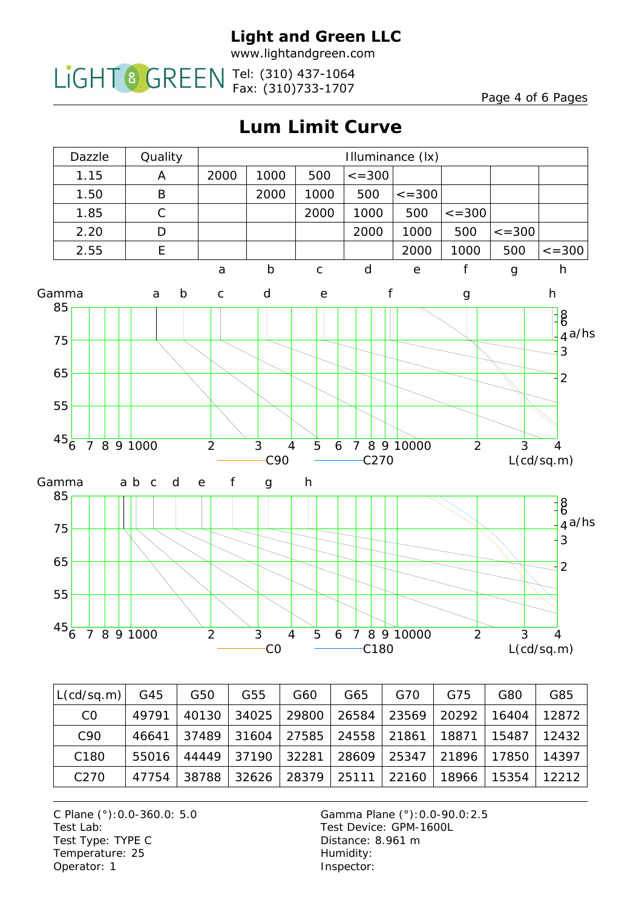Light and Green LLC
www.lightandgreen.com
Tel: (310) 437-1064
Fax: (310)733-1707

# Lum Limit Curve

| Dazzle | Quality | Illuminance (lx) | | | | | | | |
|---|---|---|---|---|---|---|---|---|---|
| 1.15 | A | 2000 | 1000 | 500 | <=300 | | | | |
| 1.50 | B | | 2000 | 1000 | 500 | <=300 | | | |
| 1.85 | C | | | 2000 | 1000 | 500 | <=300 | | |
| 2.20 | D | | | | 2000 | 1000 | 500 | <=300 | |
| 2.55 | E | | | | | 2000 | 1000 | 500 | <=300 |
| | | a | b | c | d | e | f | g | h |

Gamma (45–85) vs L(cd/sq.m) (6 7 8 9 1000 2 3 4 5 6 7 8 9 10000 2 3 4); a/hs: 8, 6, 4, 3, 2

C90 —— C270 ——

Gamma (45–85) vs L(cd/sq.m) (6 7 8 9 1000 2 3 4 5 6 7 8 9 10000 2 3 4); a/hs: 8, 6, 4, 3, 2

C0 —— C180 ——

| L(cd/sq.m) | G45 | G50 | G55 | G60 | G65 | G70 | G75 | G80 | G85 |
|---|---|---|---|---|---|---|---|---|---|
| C0 | 49791 | 40130 | 34025 | 29800 | 26584 | 23569 | 20292 | 16404 | 12872 |
| C90 | 46641 | 37489 | 31604 | 27585 | 24558 | 21861 | 18871 | 15487 | 12432 |
| C180 | 55016 | 44449 | 37190 | 32281 | 28609 | 25347 | 21896 | 17850 | 14397 |
| C270 | 47754 | 38788 | 32626 | 28379 | 25111 | 22160 | 18966 | 15354 | 12212 |

C Plane (°):0.0-360.0: 5.0
Test Lab:
Test Type: TYPE C
Temperature: 25
Operator: 1

Gamma Plane (°):0.0-90.0:2.5
Test Device: GPM-1600L
Distance: 8.961 m
Humidity:
Inspector: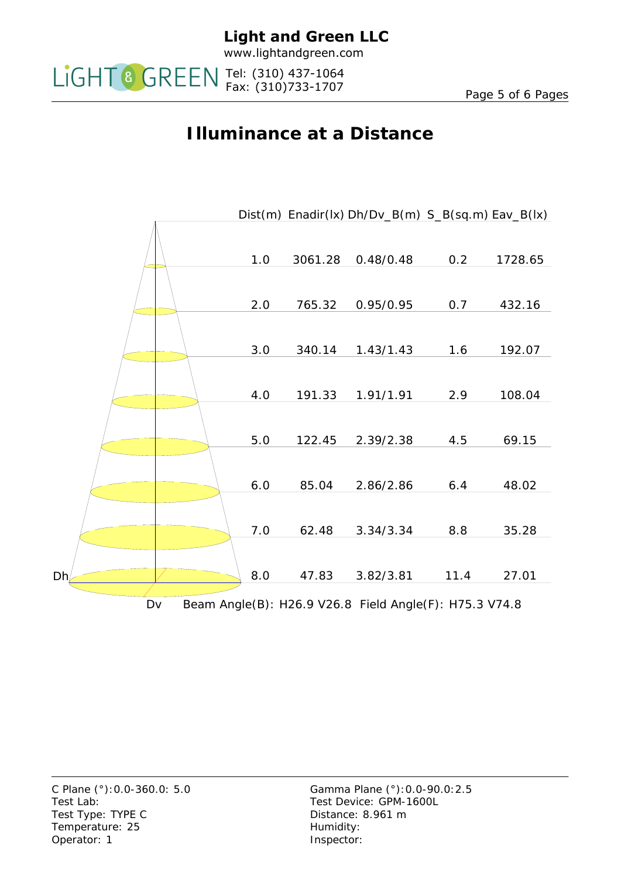# Illuminance at a Distance

| Dist(m) | Enadir(lx) | Dh/Dv_B(m) | S_B(sq.m) | Eav_B(lx) |
|---|---|---|---|---|
| 1.0 | 3061.28 | 0.48/0.48 | 0.2 | 1728.65 |
| 2.0 | 765.32 | 0.95/0.95 | 0.7 | 432.16 |
| 3.0 | 340.14 | 1.43/1.43 | 1.6 | 192.07 |
| 4.0 | 191.33 | 1.91/1.91 | 2.9 | 108.04 |
| 5.0 | 122.45 | 2.39/2.38 | 4.5 | 69.15 |
| 6.0 | 85.04 | 2.86/2.86 | 6.4 | 48.02 |
| 7.0 | 62.48 | 3.34/3.34 | 8.8 | 35.28 |
| 8.0 | 47.83 | 3.82/3.81 | 11.4 | 27.01 |

Dh

Dv

Beam Angle(B): H26.9 V26.8 Field Angle(F): H75.3 V74.8

C Plane (°):0.0-360.0: 5.0
Test Lab:
Test Type: TYPE C
Temperature: 25
Operator: 1

Gamma Plane (°):0.0-90.0:2.5
Test Device: GPM-1600L
Distance: 8.961 m
Humidity:
Inspector: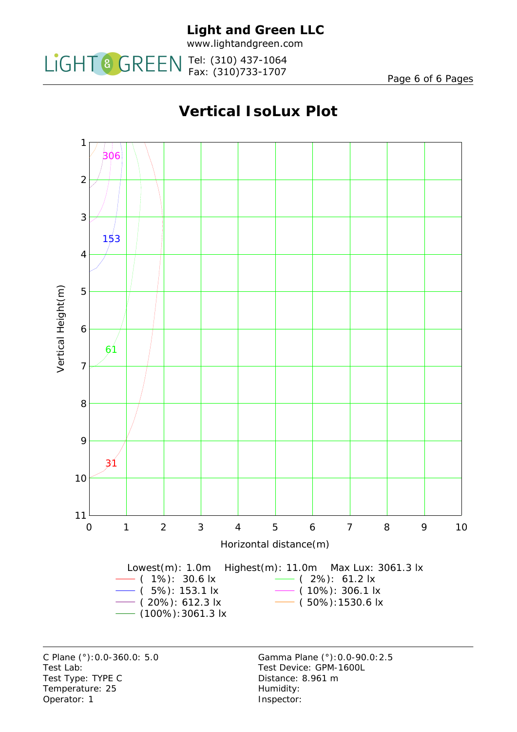# Vertical IsoLux Plot

Vertical Height(m)

1
2
3
4
5
6
7
8
9
10
11

Horizontal distance(m)

0 1 2 3 4 5 6 7 8 9 10

306
153
61
31

Lowest(m): 1.0m Highest(m): 11.0m Max Lux: 3061.3 lx

( 1%): 30.6 lx
( 2%): 61.2 lx
( 5%): 153.1 lx
( 10%): 306.1 lx
( 20%): 612.3 lx
( 50%):1530.6 lx
(100%):3061.3 lx

C Plane (°):0.0-360.0: 5.0
Test Lab:
Test Type: TYPE C
Temperature: 25
Operator: 1

Gamma Plane (°):0.0-90.0:2.5
Test Device: GPM-1600L
Distance: 8.961 m
Humidity:
Inspector: